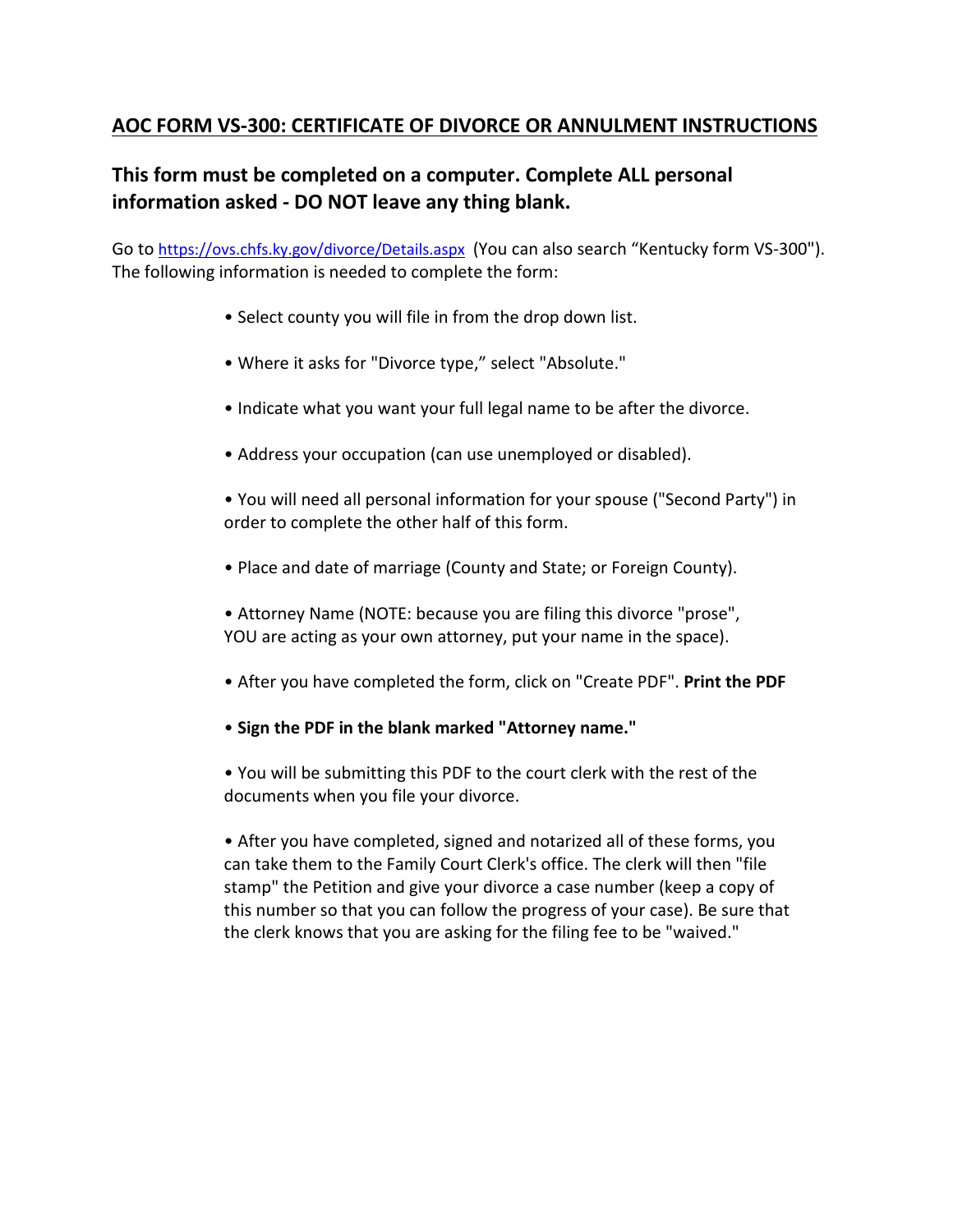## AOC FORM VS-300: CERTIFICATE OF DIVORCE OR ANNULMENT INSTRUCTIONS

### This form must be completed on a computer. Complete ALL personal information asked - DO NOT leave any thing blank.

Go to [https://ovs.chfs.ky.gov/divorce/Details.aspx](https://ovs.chfs.ky.gov/divorce/Details.aspx) (You can also search "Kentucky form VS-300"). The following information is needed to complete the form:

- Select county you will file in from the drop down list.
- Where it asks for "Divorce type," select "Absolute."
- Indicate what you want your full legal name to be after the divorce.
- Address your occupation (can use unemployed or disabled).
- You will need all personal information for your spouse ("Second Party") in order to complete the other half of this form.
- Place and date of marriage (County and State; or Foreign County).
- Attorney Name (NOTE: because you are filing this divorce "prose", YOU are acting as your own attorney, put your name in the space).
- After you have completed the form, click on "Create PDF". **Print the PDF**
- **Sign the PDF in the blank marked "Attorney name."**
- You will be submitting this PDF to the court clerk with the rest of the documents when you file your divorce.
- After you have completed, signed and notarized all of these forms, you can take them to the Family Court Clerk's office. The clerk will then "file stamp" the Petition and give your divorce a case number (keep a copy of this number so that you can follow the progress of your case). Be sure that the clerk knows that you are asking for the filing fee to be "waived."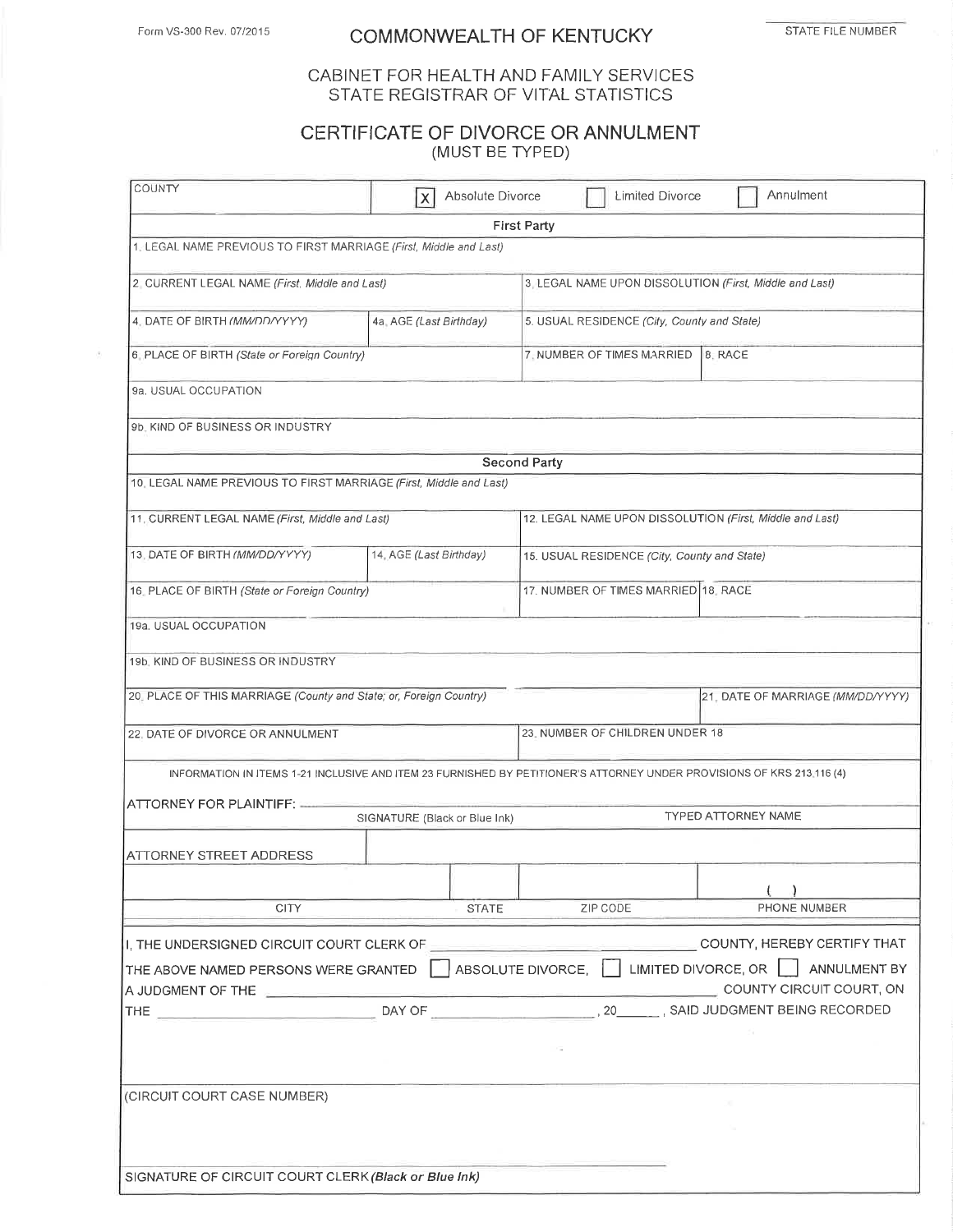Form VS-300 Rev. 07/2015

# COMMONWEALTH OF KENTUCKY

STATE FILE NUMBER

## CABINET FOR HEALTH AND FAMILY SERVICES
## STATE REGISTRAR OF VITAL STATISTICS

## CERTIFICATE OF DIVORCE OR ANNULMENT
(MUST BE TYPED)

| COUNTY | [X] Absolute Divorce | [ ] Limited Divorce | [ ] Annulment |
|---|---|---|---|

**First Party**

| | | | |
|---|---|---|---|
| 1. LEGAL NAME PREVIOUS TO FIRST MARRIAGE *(First, Middle and Last)* | | | |
| 2. CURRENT LEGAL NAME *(First, Middle and Last)* | | 3. LEGAL NAME UPON DISSOLUTION *(First, Middle and Last)* | |
| 4. DATE OF BIRTH *(MM/DD/YYYY)* | 4a. AGE *(Last Birthday)* | 5. USUAL RESIDENCE *(City, County and State)* | |
| 6. PLACE OF BIRTH *(State or Foreign Country)* | | 7. NUMBER OF TIMES MARRIED | 8. RACE |
| 9a. USUAL OCCUPATION | | | |
| 9b. KIND OF BUSINESS OR INDUSTRY | | | |

**Second Party**

| | | | |
|---|---|---|---|
| 10. LEGAL NAME PREVIOUS TO FIRST MARRIAGE *(First, Middle and Last)* | | | |
| 11. CURRENT LEGAL NAME *(First, Middle and Last)* | | 12. LEGAL NAME UPON DISSOLUTION *(First, Middle and Last)* | |
| 13. DATE OF BIRTH *(MM/DD/YYYY)* | 14. AGE *(Last Birthday)* | 15. USUAL RESIDENCE *(City, County and State)* | |
| 16. PLACE OF BIRTH *(State or Foreign Country)* | | 17. NUMBER OF TIMES MARRIED | 18. RACE |
| 19a. USUAL OCCUPATION | | | |
| 19b. KIND OF BUSINESS OR INDUSTRY | | | |
| 20. PLACE OF THIS MARRIAGE *(County and State; or, Foreign Country)* | | | 21. DATE OF MARRIAGE *(MM/DD/YYYY)* |
| 22. DATE OF DIVORCE OR ANNULMENT | | 23. NUMBER OF CHILDREN UNDER 18 | |

INFORMATION IN ITEMS 1-21 INCLUSIVE AND ITEM 23 FURNISHED BY PETITIONER'S ATTORNEY UNDER PROVISIONS OF KRS 213.116 (4)

ATTORNEY FOR PLAINTIFF: ____________________

SIGNATURE (Black or Blue Ink) | TYPED ATTORNEY NAME

| | | | |
|---|---|---|---|
| ATTORNEY STREET ADDRESS | | | |
| | | | ( ) |
| CITY | STATE | ZIP CODE | PHONE NUMBER |

I, THE UNDERSIGNED CIRCUIT COURT CLERK OF ____________________ COUNTY, HEREBY CERTIFY THAT THE ABOVE NAMED PERSONS WERE GRANTED [ ] ABSOLUTE DIVORCE, [ ] LIMITED DIVORCE, OR [ ] ANNULMENT BY A JUDGMENT OF THE ____________________ COUNTY CIRCUIT COURT, ON THE ____________ DAY OF ____________, 20____, SAID JUDGMENT BEING RECORDED

(CIRCUIT COURT CASE NUMBER)

SIGNATURE OF CIRCUIT COURT CLERK *(Black or Blue Ink)*